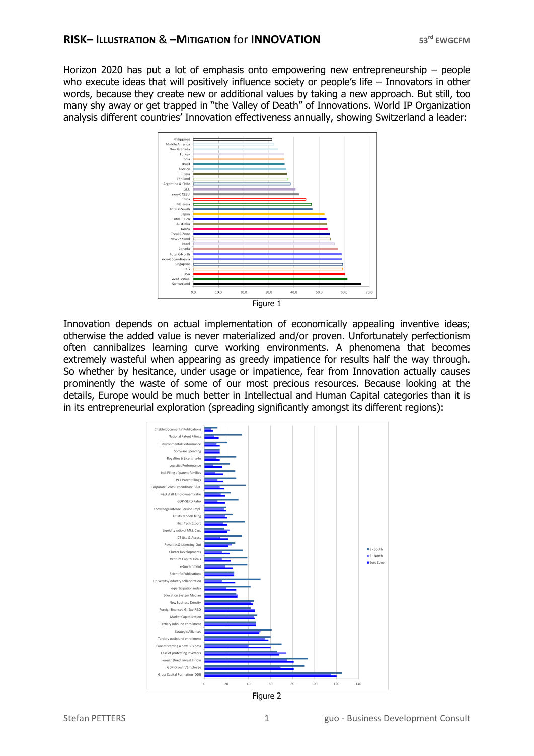Horizon 2020 has put a lot of emphasis onto empowering new entrepreneurship – people who execute ideas that will positively influence society or people's life – Innovators in other words, because they create new or additional values by taking a new approach. But still, too many shy away or get trapped in "the Valley of Death" of Innovations. World IP Organization analysis different countries' Innovation effectiveness annually, showing Switzerland a leader:

Figure 1

Innovation depends on actual implementation of economically appealing inventive ideas; otherwise the added value is never materialized and/or proven. Unfortunately perfectionism often cannibalizes learning curve working environments. A phenomena that becomes extremely wasteful when appearing as greedy impatience for results half the way through. So whether by hesitance, under usage or impatience, fear from Innovation actually causes prominently the waste of some of our most precious resources. Because looking at the details, Europe would be much better in Intellectual and Human Capital categories than it is in its entrepreneurial exploration (spreading significantly amongst its different regions):

Figure 2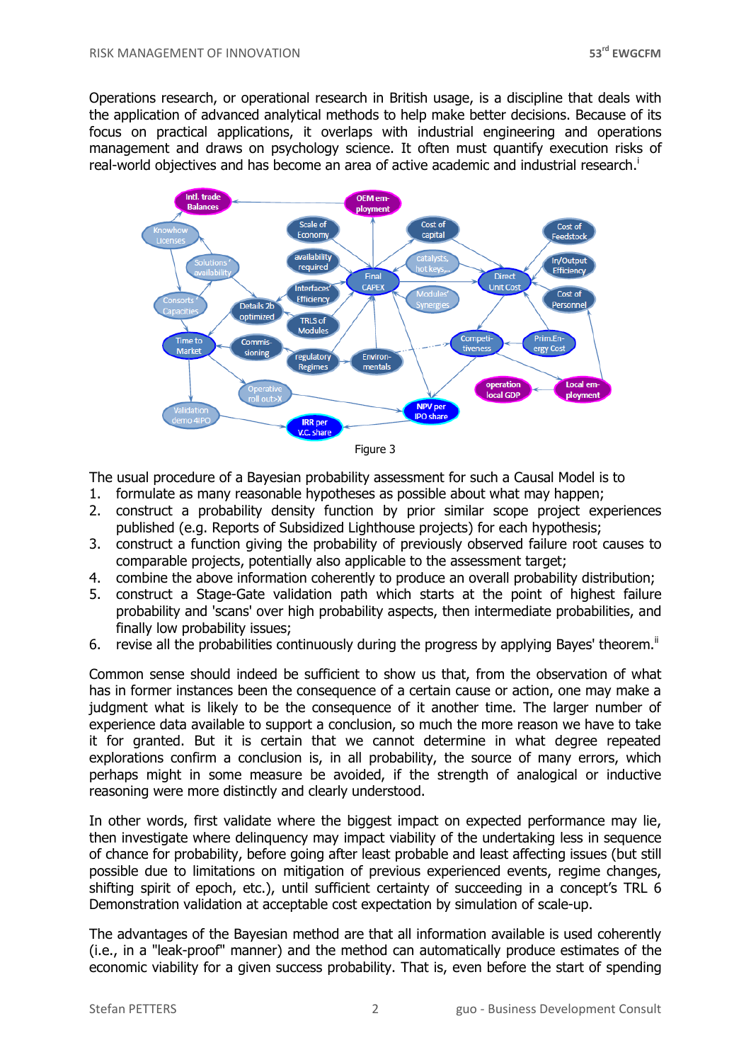Operations research, or operational research in British usage, is a discipline that deals with the application of advanced analytical methods to help make better decisions. Because of its focus on practical applications, it overlaps with industrial engineering and operations management and draws on psychology science. It often must quantify execution risks of real-world objectives and has become an area of active academic and industrial research.[i]

Figure 3

The usual procedure of a Bayesian probability assessment for such a Causal Model is to

1. formulate as many reasonable hypotheses as possible about what may happen;
2. construct a probability density function by prior similar scope project experiences published (e.g. Reports of Subsidized Lighthouse projects) for each hypothesis;
3. construct a function giving the probability of previously observed failure root causes to comparable projects, potentially also applicable to the assessment target;
4. combine the above information coherently to produce an overall probability distribution;
5. construct a Stage-Gate validation path which starts at the point of highest failure probability and 'scans' over high probability aspects, then intermediate probabilities, and finally low probability issues;
6. revise all the probabilities continuously during the progress by applying Bayes' theorem.[ii]

Common sense should indeed be sufficient to show us that, from the observation of what has in former instances been the consequence of a certain cause or action, one may make a judgment what is likely to be the consequence of it another time. The larger number of experience data available to support a conclusion, so much the more reason we have to take it for granted. But it is certain that we cannot determine in what degree repeated explorations confirm a conclusion is, in all probability, the source of many errors, which perhaps might in some measure be avoided, if the strength of analogical or inductive reasoning were more distinctly and clearly understood.

In other words, first validate where the biggest impact on expected performance may lie, then investigate where delinquency may impact viability of the undertaking less in sequence of chance for probability, before going after least probable and least affecting issues (but still possible due to limitations on mitigation of previous experienced events, regime changes, shifting spirit of epoch, etc.), until sufficient certainty of succeeding in a concept's TRL 6 Demonstration validation at acceptable cost expectation by simulation of scale-up.

The advantages of the Bayesian method are that all information available is used coherently (i.e., in a "leak-proof" manner) and the method can automatically produce estimates of the economic viability for a given success probability. That is, even before the start of spending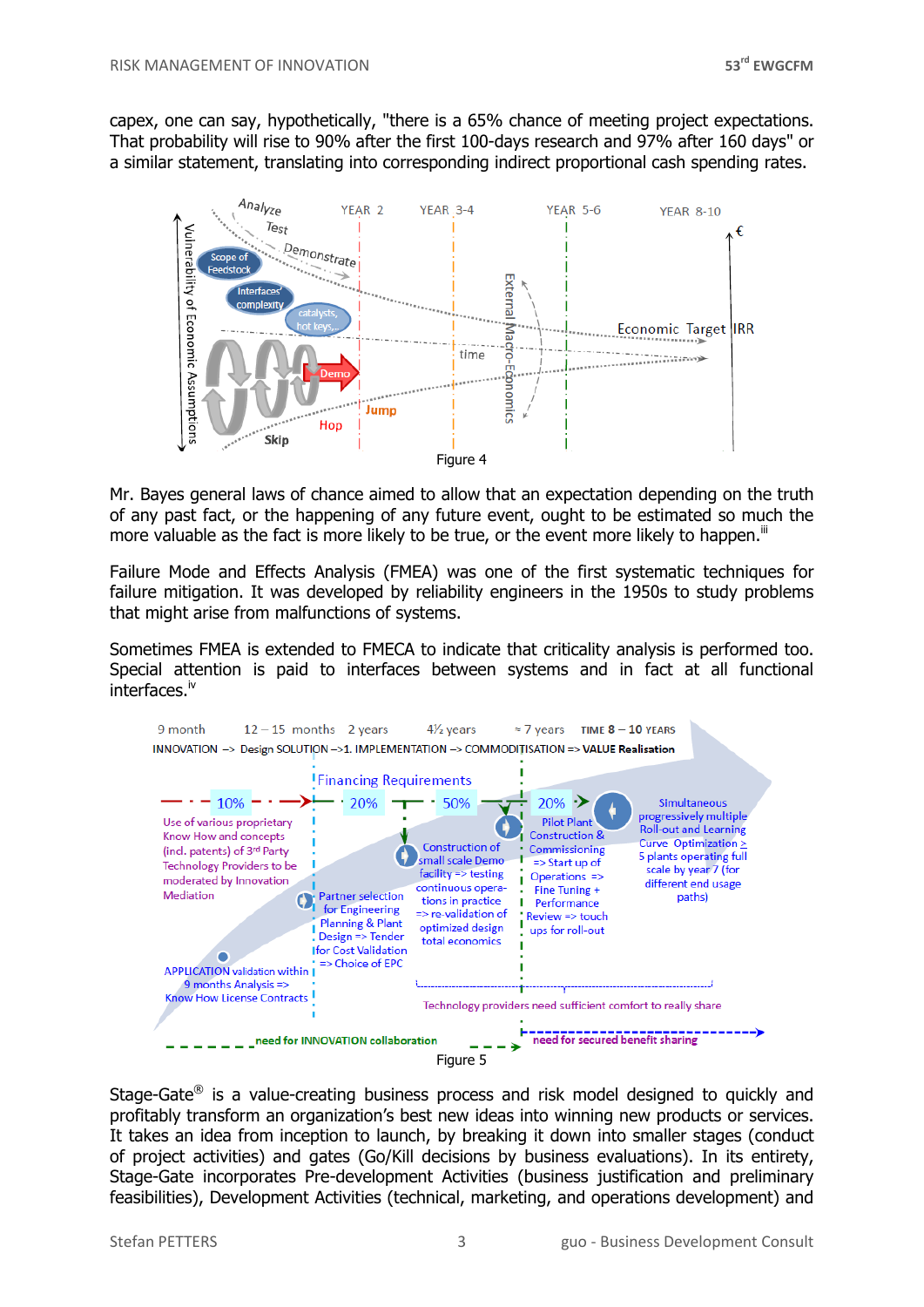capex, one can say, hypothetically, "there is a 65% chance of meeting project expectations. That probability will rise to 90% after the first 100-days research and 97% after 160 days" or a similar statement, translating into corresponding indirect proportional cash spending rates.

Figure 4

Mr. Bayes general laws of chance aimed to allow that an expectation depending on the truth of any past fact, or the happening of any future event, ought to be estimated so much the more valuable as the fact is more likely to be true, or the event more likely to happen.[iii]

Failure Mode and Effects Analysis (FMEA) was one of the first systematic techniques for failure mitigation. It was developed by reliability engineers in the 1950s to study problems that might arise from malfunctions of systems.

Sometimes FMEA is extended to FMECA to indicate that criticality analysis is performed too. Special attention is paid to interfaces between systems and in fact at all functional interfaces.[iv]

Figure 5

Stage-Gate® is a value-creating business process and risk model designed to quickly and profitably transform an organization's best new ideas into winning new products or services. It takes an idea from inception to launch, by breaking it down into smaller stages (conduct of project activities) and gates (Go/Kill decisions by business evaluations). In its entirety, Stage-Gate incorporates Pre-development Activities (business justification and preliminary feasibilities), Development Activities (technical, marketing, and operations development) and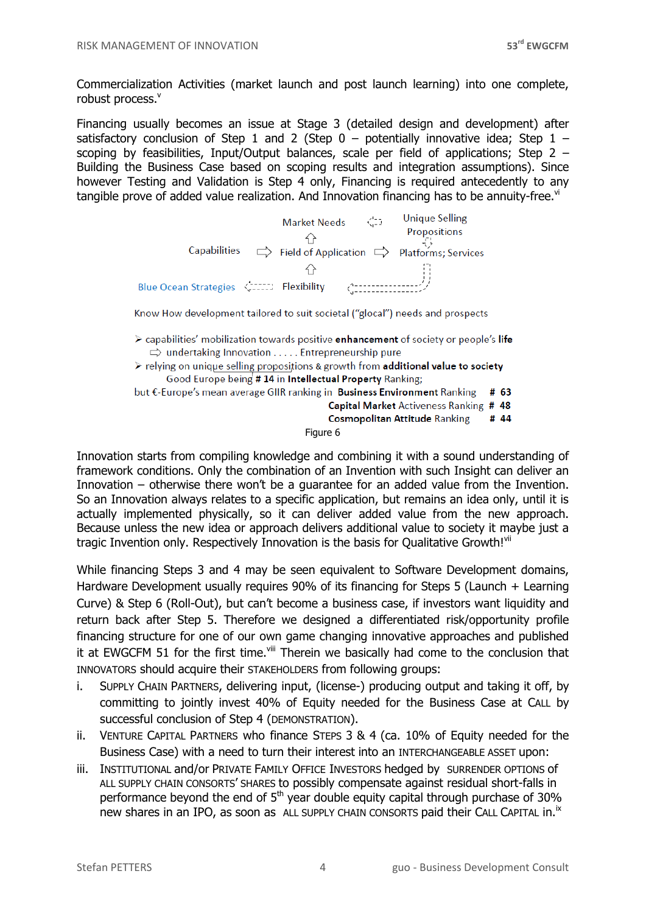Commercialization Activities (market launch and post launch learning) into one complete, robust process.[v]

Financing usually becomes an issue at Stage 3 (detailed design and development) after satisfactory conclusion of Step 1 and 2 (Step 0 – potentially innovative idea; Step 1 – scoping by feasibilities, Input/Output balances, scale per field of applications; Step 2 – Building the Business Case based on scoping results and integration assumptions). Since however Testing and Validation is Step 4 only, Financing is required antecedently to any tangible prove of added value realization. And Innovation financing has to be annuity-free.[vi]

Market Needs ⇦ Unique Selling Propositions

Capabilities ⇨ Field of Application ⇨ Platforms; Services

Blue Ocean Strategies ⇦ Flexibility ⇦

Know How development tailored to suit societal ("glocal") needs and prospects

- capabilities' mobilization towards positive **enhancement** of society or people's **life**
  ⇨ undertaking Innovation . . . . . Entrepreneurship pure
- relying on unique selling propositions & growth from **additional value to society**
  Good Europe being **# 14** in **Intellectual Property** Ranking;

but €-Europe's mean average GIIR ranking in **Business Environment** Ranking **# 63**
**Capital Market** Activeness Ranking **# 48**
**Cosmopolitan Attitude** Ranking **# 44**

Figure 6

Innovation starts from compiling knowledge and combining it with a sound understanding of framework conditions. Only the combination of an Invention with such Insight can deliver an Innovation – otherwise there won't be a guarantee for an added value from the Invention. So an Innovation always relates to a specific application, but remains an idea only, until it is actually implemented physically, so it can deliver added value from the new approach. Because unless the new idea or approach delivers additional value to society it maybe just a tragic Invention only. Respectively Innovation is the basis for Qualitative Growth![vii]

While financing Steps 3 and 4 may be seen equivalent to Software Development domains, Hardware Development usually requires 90% of its financing for Steps 5 (Launch + Learning Curve) & Step 6 (Roll-Out), but can't become a business case, if investors want liquidity and return back after Step 5. Therefore we designed a differentiated risk/opportunity profile financing structure for one of our own game changing innovative approaches and published it at EWGCFM 51 for the first time.[viii] Therein we basically had come to the conclusion that INNOVATORS should acquire their STAKEHOLDERS from following groups:

i. SUPPLY CHAIN PARTNERS, delivering input, (license-) producing output and taking it off, by committing to jointly invest 40% of Equity needed for the Business Case at CALL by successful conclusion of Step 4 (DEMONSTRATION).
ii. VENTURE CAPITAL PARTNERS who finance STEPS 3 & 4 (ca. 10% of Equity needed for the Business Case) with a need to turn their interest into an INTERCHANGEABLE ASSET upon:
iii. INSTITUTIONAL and/or PRIVATE FAMILY OFFICE INVESTORS hedged by SURRENDER OPTIONS of ALL SUPPLY CHAIN CONSORTS' SHARES to possibly compensate against residual short-falls in performance beyond the end of 5th year double equity capital through purchase of 30% new shares in an IPO, as soon as ALL SUPPLY CHAIN CONSORTS paid their CALL CAPITAL in.[ix]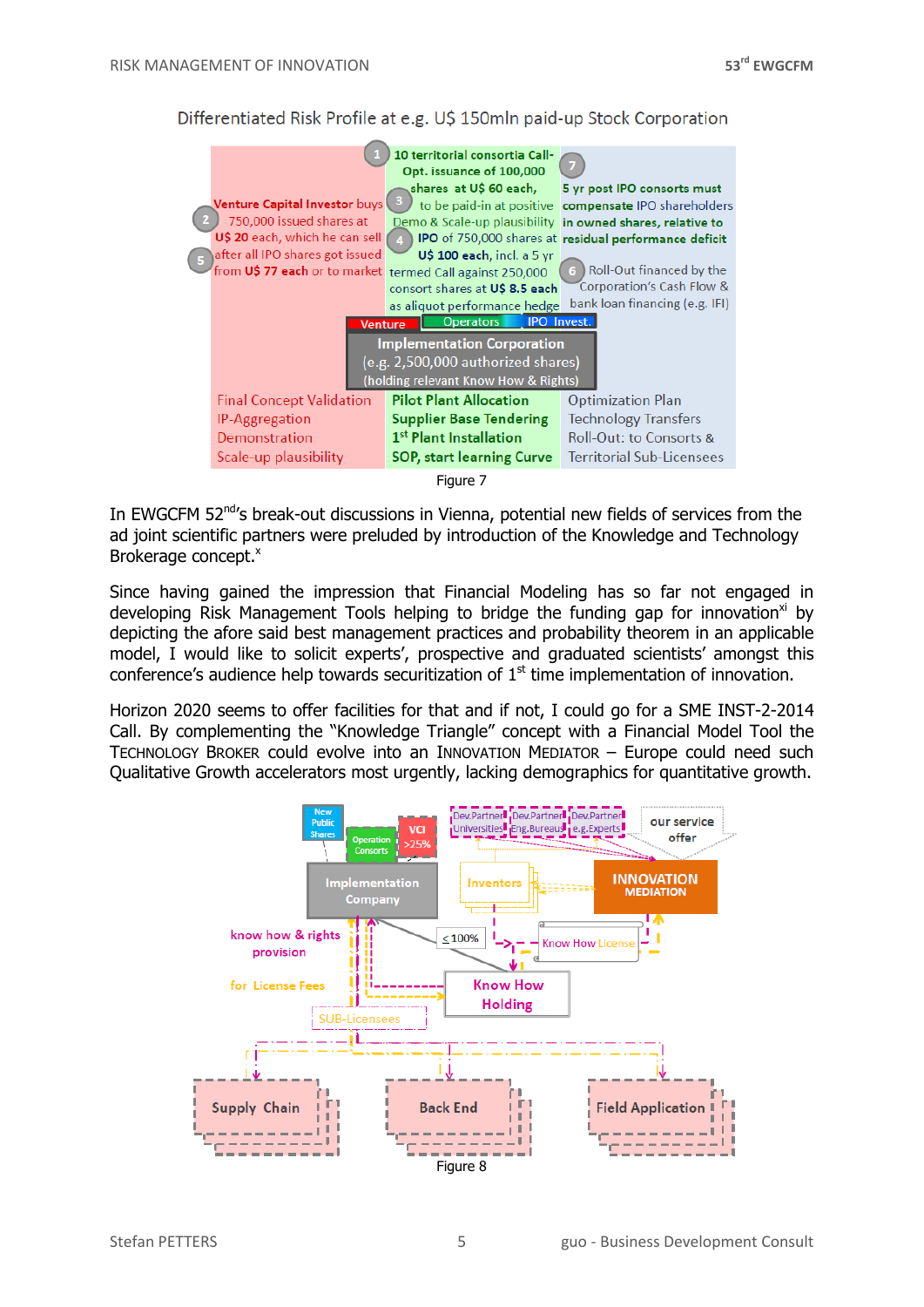Differentiated Risk Profile at e.g. U$ 150mln paid-up Stock Corporation

1. 10 territorial consortia Call-Opt. issuance of 100,000 shares at U$ 60 each,
2. Venture Capital Investor buys 750,000 issued shares at U$ 20 each, which he can sell
3. to be paid-in at positive Demo & Scale-up plausibility
4. IPO of 750,000 shares at U$ 100 each, incl. a 5 yr termed Call against 250,000 consort shares at U$ 8.5 each as aliquot performance hedge
5. after all IPO shares got issued from U$ 77 each or to market
6. Roll-Out financed by the Corporation's Cash Flow & bank loan financing (e.g. IFI)
7. 5 yr post IPO consorts must compensate IPO shareholders in owned shares, relative to residual performance deficit

Venture | Operators | IPO Invest.

**Implementation Corporation**
(e.g. 2,500,000 authorized shares)
(holding relevant Know How & Rights)

| Venture | Operators | IPO Invest. |
|---|---|---|
| Final Concept Validation | Pilot Plant Allocation | Optimization Plan |
| IP-Aggregation | Supplier Base Tendering | Technology Transfers |
| Demonstration | 1st Plant Installation | Roll-Out: to Consorts & |
| Scale-up plausibility | SOP, start learning Curve | Territorial Sub-Licensees |

Figure 7

In EWGCFM 52nd's break-out discussions in Vienna, potential new fields of services from the ad joint scientific partners were preluded by introduction of the Knowledge and Technology Brokerage concept.[x]

Since having gained the impression that Financial Modeling has so far not engaged in developing Risk Management Tools helping to bridge the funding gap for innovation[xi] by depicting the afore said best management practices and probability theorem in an applicable model, I would like to solicit experts', prospective and graduated scientists' amongst this conference's audience help towards securitization of 1st time implementation of innovation.

Horizon 2020 seems to offer facilities for that and if not, I could go for a SME INST-2-2014 Call. By complementing the "Knowledge Triangle" concept with a Financial Model Tool the TECHNOLOGY BROKER could evolve into an INNOVATION MEDIATOR – Europe could need such Qualitative Growth accelerators most urgently, lacking demographics for quantitative growth.

Figure 8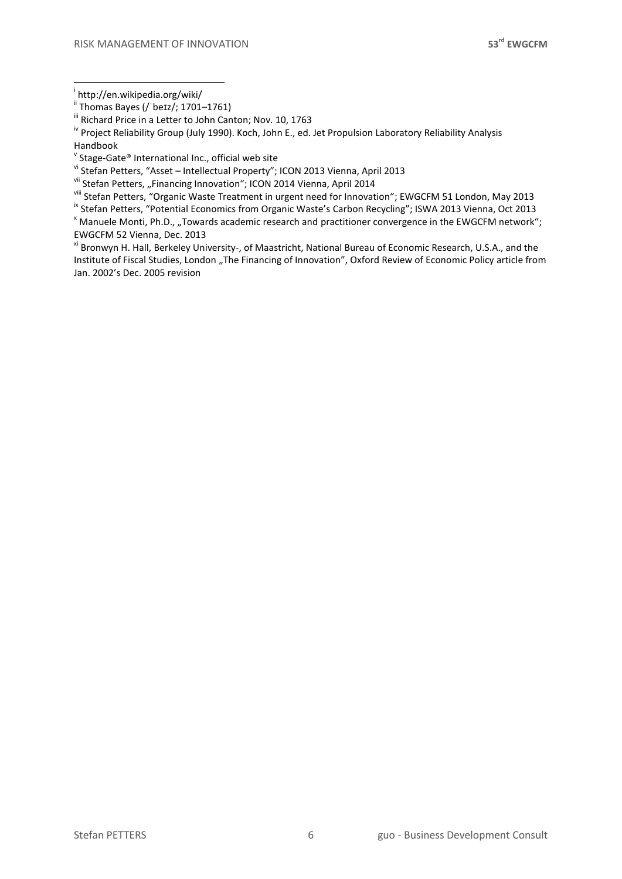[i] http://en.wikipedia.org/wiki/

[ii] Thomas Bayes (/ˈbeɪz/; 1701–1761)

[iii] Richard Price in a Letter to John Canton; Nov. 10, 1763

[iv] Project Reliability Group (July 1990). Koch, John E., ed. Jet Propulsion Laboratory Reliability Analysis Handbook

[v] Stage-Gate® International Inc., official web site

[vi] Stefan Petters, "Asset – Intellectual Property"; ICON 2013 Vienna, April 2013

[vii] Stefan Petters, „Financing Innovation"; ICON 2014 Vienna, April 2014

[viii] Stefan Petters, "Organic Waste Treatment in urgent need for Innovation"; EWGCFM 51 London, May 2013

[ix] Stefan Petters, "Potential Economics from Organic Waste's Carbon Recycling"; ISWA 2013 Vienna, Oct 2013

[x] Manuele Monti, Ph.D., „Towards academic research and practitioner convergence in the EWGCFM network"; EWGCFM 52 Vienna, Dec. 2013

[xi] Bronwyn H. Hall, Berkeley University-, of Maastricht, National Bureau of Economic Research, U.S.A., and the Institute of Fiscal Studies, London „The Financing of Innovation", Oxford Review of Economic Policy article from Jan. 2002's Dec. 2005 revision